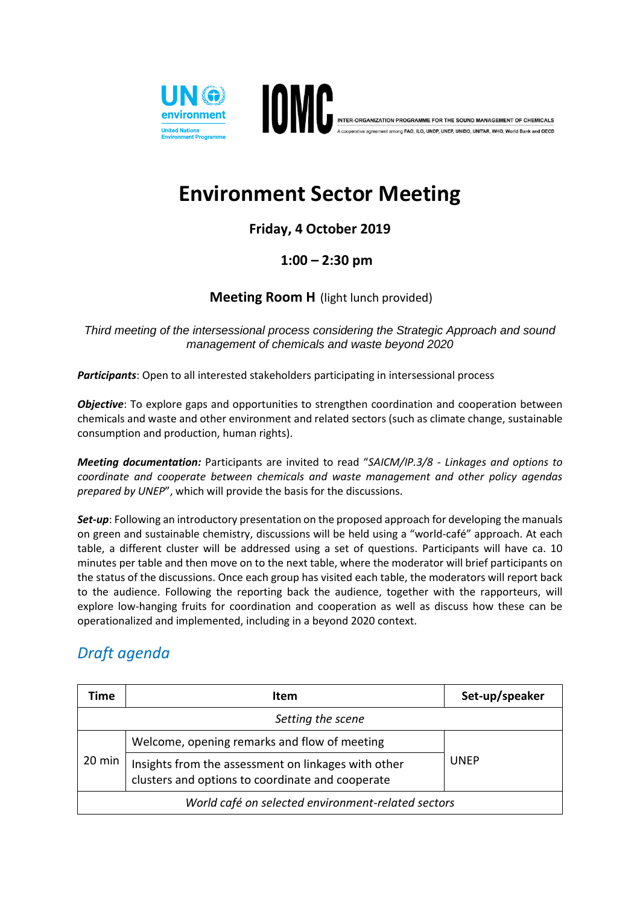UN environment
United Nations Environment Programme

IOMC INTER-ORGANIZATION PROGRAMME FOR THE SOUND MANAGEMENT OF CHEMICALS
A cooperative agreement among FAO, ILO, UNDP, UNEP, UNIDO, UNITAR, WHO, World Bank and OECD

# Environment Sector Meeting

**Friday, 4 October 2019**

**1:00 – 2:30 pm**

**Meeting Room H** (light lunch provided)

*Third meeting of the intersessional process considering the Strategic Approach and sound management of chemicals and waste beyond 2020*

***Participants***: Open to all interested stakeholders participating in intersessional process

***Objective***: To explore gaps and opportunities to strengthen coordination and cooperation between chemicals and waste and other environment and related sectors (such as climate change, sustainable consumption and production, human rights).

***Meeting documentation:*** Participants are invited to read "*SAICM/IP.3/8 - Linkages and options to coordinate and cooperate between chemicals and waste management and other policy agendas prepared by UNEP*", which will provide the basis for the discussions.

***Set-up***: Following an introductory presentation on the proposed approach for developing the manuals on green and sustainable chemistry, discussions will be held using a "world-café" approach. At each table, a different cluster will be addressed using a set of questions. Participants will have ca. 10 minutes per table and then move on to the next table, where the moderator will brief participants on the status of the discussions. Once each group has visited each table, the moderators will report back to the audience. Following the reporting back the audience, together with the rapporteurs, will explore low-hanging fruits for coordination and cooperation as well as discuss how these can be operationalized and implemented, including in a beyond 2020 context.

## *Draft agenda*

| Time | Item | Set-up/speaker |
|---|---|---|
| *Setting the scene* | | |
| 20 min | Welcome, opening remarks and flow of meeting | UNEP |
| | Insights from the assessment on linkages with other clusters and options to coordinate and cooperate | |
| *World café on selected environment-related sectors* | | |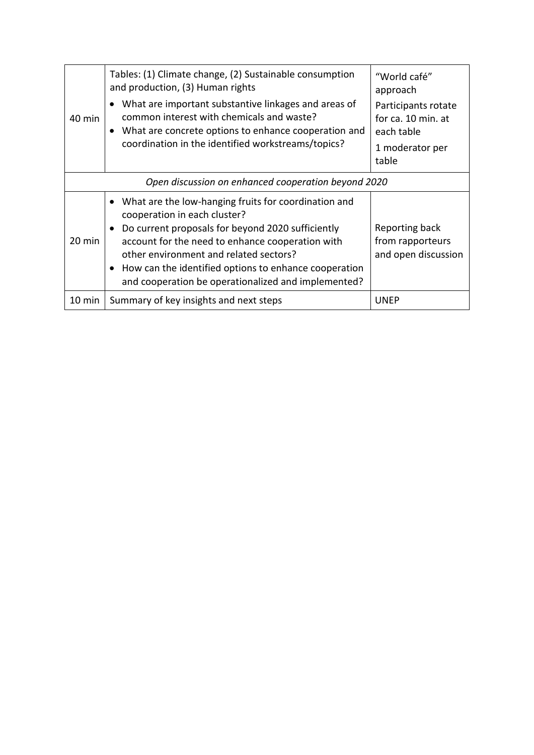| | | |
|---|---|---|
| 40 min | Tables: (1) Climate change, (2) Sustainable consumption and production, (3) Human rights<br>• What are important substantive linkages and areas of common interest with chemicals and waste?<br>• What are concrete options to enhance cooperation and coordination in the identified workstreams/topics? | "World café" approach<br>Participants rotate for ca. 10 min. at each table<br>1 moderator per table |
| *Open discussion on enhanced cooperation beyond 2020* | | |
| 20 min | • What are the low-hanging fruits for coordination and cooperation in each cluster?<br>• Do current proposals for beyond 2020 sufficiently account for the need to enhance cooperation with other environment and related sectors?<br>• How can the identified options to enhance cooperation and cooperation be operationalized and implemented? | Reporting back from rapporteurs and open discussion |
| 10 min | Summary of key insights and next steps | UNEP |